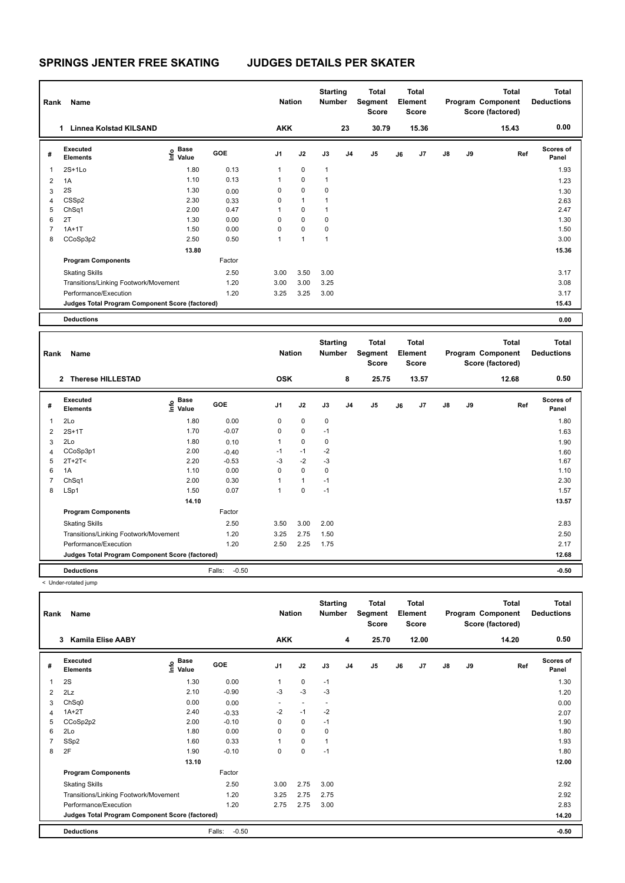# SPRINGS JENTER FREE SKATING JUDGES DETAILS PER SKATER

| Rank | Name | Nation | Starting Number | Total Segment Score | Total Element Score | Total Program Component Score (factored) | Total Deductions |
|---|---|---|---|---|---|---|---|
| 1 | Linnea Kolstad KILSAND | AKK | 23 | 30.79 | 15.36 | 15.43 | 0.00 |

| # | Executed Elements | Info | Base Value | GOE | J1 | J2 | J3 | J4 | J5 | J6 | J7 | J8 | J9 | Ref | Scores of Panel |
|---|---|---|---|---|---|---|---|---|---|---|---|---|---|---|---|
| 1 | 2S+1Lo | | 1.80 | 0.13 | 1 | 0 | 1 | | | | | | | | 1.93 |
| 2 | 1A | | 1.10 | 0.13 | 1 | 0 | 1 | | | | | | | | 1.23 |
| 3 | 2S | | 1.30 | 0.00 | 0 | 0 | 0 | | | | | | | | 1.30 |
| 4 | CSSp2 | | 2.30 | 0.33 | 0 | 1 | 1 | | | | | | | | 2.63 |
| 5 | ChSq1 | | 2.00 | 0.47 | 1 | 0 | 1 | | | | | | | | 2.47 |
| 6 | 2T | | 1.30 | 0.00 | 0 | 0 | 0 | | | | | | | | 1.30 |
| 7 | 1A+1T | | 1.50 | 0.00 | 0 | 0 | 0 | | | | | | | | 1.50 |
| 8 | CCoSp3p2 | | 2.50 | 0.50 | 1 | 1 | 1 | | | | | | | | 3.00 |
| | | | 13.80 | | | | | | | | | | | | 15.36 |

| Program Components | Factor | J1 | J2 | J3 | J4 | J5 | J6 | J7 | J8 | J9 | Scores of Panel |
|---|---|---|---|---|---|---|---|---|---|---|---|
| Skating Skills | 2.50 | 3.00 | 3.50 | 3.00 | | | | | | | 3.17 |
| Transitions/Linking Footwork/Movement | 1.20 | 3.00 | 3.00 | 3.25 | | | | | | | 3.08 |
| Performance/Execution | 1.20 | 3.25 | 3.25 | 3.00 | | | | | | | 3.17 |
| Judges Total Program Component Score (factored) | | | | | | | | | | | 15.43 |

**Deductions** 0.00

| Rank | Name | Nation | Starting Number | Total Segment Score | Total Element Score | Total Program Component Score (factored) | Total Deductions |
|---|---|---|---|---|---|---|---|
| 2 | Therese HILLESTAD | OSK | 8 | 25.75 | 13.57 | 12.68 | 0.50 |

| # | Executed Elements | Info | Base Value | GOE | J1 | J2 | J3 | J4 | J5 | J6 | J7 | J8 | J9 | Ref | Scores of Panel |
|---|---|---|---|---|---|---|---|---|---|---|---|---|---|---|---|
| 1 | 2Lo | | 1.80 | 0.00 | 0 | 0 | 0 | | | | | | | | 1.80 |
| 2 | 2S+1T | | 1.70 | -0.07 | 0 | 0 | -1 | | | | | | | | 1.63 |
| 3 | 2Lo | | 1.80 | 0.10 | 1 | 0 | 0 | | | | | | | | 1.90 |
| 4 | CCoSp3p1 | | 2.00 | -0.40 | -1 | -1 | -2 | | | | | | | | 1.60 |
| 5 | 2T+2T< | < | 2.20 | -0.53 | -3 | -2 | -3 | | | | | | | | 1.67 |
| 6 | 1A | | 1.10 | 0.00 | 0 | 0 | 0 | | | | | | | | 1.10 |
| 7 | ChSq1 | | 2.00 | 0.30 | 1 | 1 | -1 | | | | | | | | 2.30 |
| 8 | LSp1 | | 1.50 | 0.07 | 1 | 0 | -1 | | | | | | | | 1.57 |
| | | | 14.10 | | | | | | | | | | | | 13.57 |

| Program Components | Factor | J1 | J2 | J3 | J4 | J5 | J6 | J7 | J8 | J9 | Scores of Panel |
|---|---|---|---|---|---|---|---|---|---|---|---|
| Skating Skills | 2.50 | 3.50 | 3.00 | 2.00 | | | | | | | 2.83 |
| Transitions/Linking Footwork/Movement | 1.20 | 3.25 | 2.75 | 1.50 | | | | | | | 2.50 |
| Performance/Execution | 1.20 | 2.50 | 2.25 | 1.75 | | | | | | | 2.17 |
| Judges Total Program Component Score (factored) | | | | | | | | | | | 12.68 |

**Deductions** Falls: -0.50 **-0.50**

< Under-rotated jump

| Rank | Name | Nation | Starting Number | Total Segment Score | Total Element Score | Total Program Component Score (factored) | Total Deductions |
|---|---|---|---|---|---|---|---|
| 3 | Kamila Elise AABY | AKK | 4 | 25.70 | 12.00 | 14.20 | 0.50 |

| # | Executed Elements | Info | Base Value | GOE | J1 | J2 | J3 | J4 | J5 | J6 | J7 | J8 | J9 | Ref | Scores of Panel |
|---|---|---|---|---|---|---|---|---|---|---|---|---|---|---|---|
| 1 | 2S | | 1.30 | 0.00 | 1 | 0 | -1 | | | | | | | | 1.30 |
| 2 | 2Lz | | 2.10 | -0.90 | -3 | -3 | -3 | | | | | | | | 1.20 |
| 3 | ChSq0 | | 0.00 | 0.00 | - | - | - | | | | | | | | 0.00 |
| 4 | 1A+2T | | 2.40 | -0.33 | -2 | -1 | -2 | | | | | | | | 2.07 |
| 5 | CCoSp2p2 | | 2.00 | -0.10 | 0 | 0 | -1 | | | | | | | | 1.90 |
| 6 | 2Lo | | 1.80 | 0.00 | 0 | 0 | 0 | | | | | | | | 1.80 |
| 7 | SSp2 | | 1.60 | 0.33 | 1 | 0 | 1 | | | | | | | | 1.93 |
| 8 | 2F | | 1.90 | -0.10 | 0 | 0 | -1 | | | | | | | | 1.80 |
| | | | 13.10 | | | | | | | | | | | | 12.00 |

| Program Components | Factor | J1 | J2 | J3 | J4 | J5 | J6 | J7 | J8 | J9 | Scores of Panel |
|---|---|---|---|---|---|---|---|---|---|---|---|
| Skating Skills | 2.50 | 3.00 | 2.75 | 3.00 | | | | | | | 2.92 |
| Transitions/Linking Footwork/Movement | 1.20 | 3.25 | 2.75 | 2.75 | | | | | | | 2.92 |
| Performance/Execution | 1.20 | 2.75 | 2.75 | 3.00 | | | | | | | 2.83 |
| Judges Total Program Component Score (factored) | | | | | | | | | | | 14.20 |

**Deductions** Falls: -0.50 **-0.50**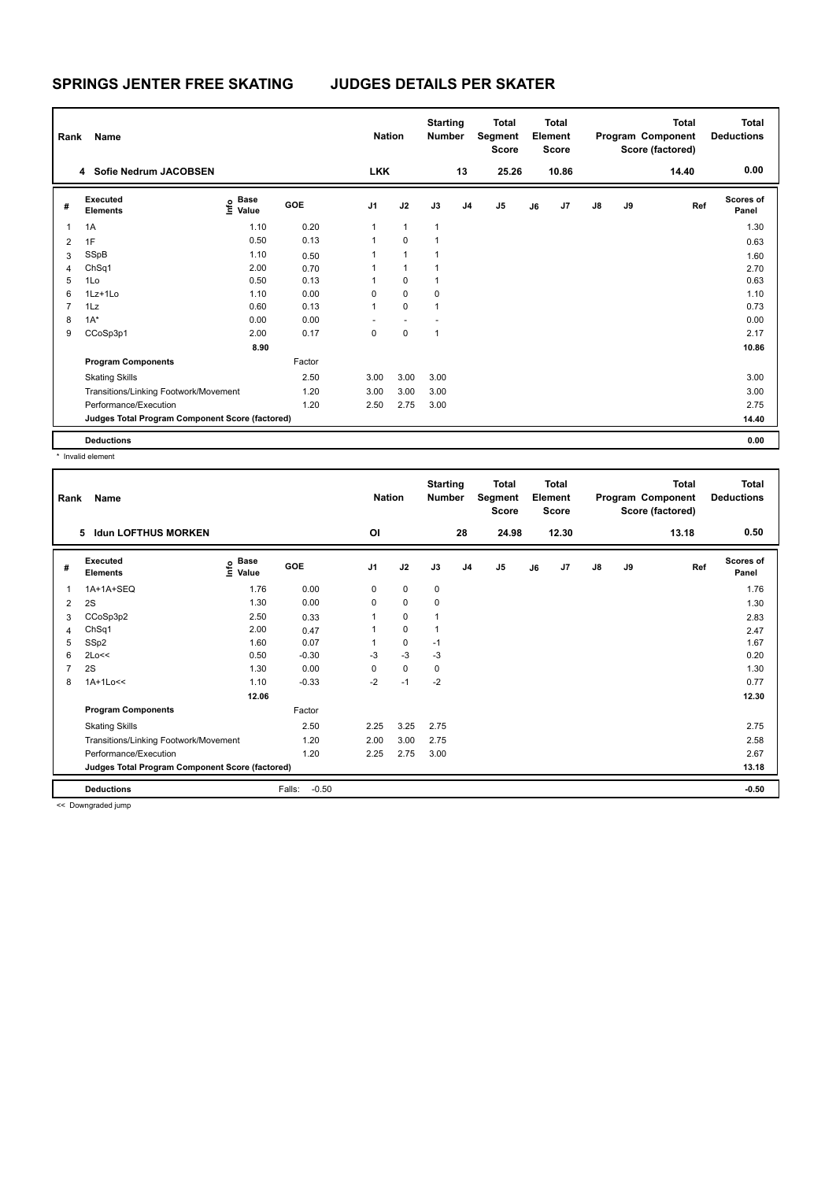# SPRINGS JENTER FREE SKATING JUDGES DETAILS PER SKATER

| Rank | Name | Nation | Starting Number | Total Segment Score | Total Element Score | Total Program Component Score (factored) | Total Deductions |
|---|---|---|---|---|---|---|---|
| 4 | Sofie Nedrum JACOBSEN | LKK | 13 | 25.26 | 10.86 | 14.40 | 0.00 |

| # | Executed Elements | Info | Base Value | GOE | J1 | J2 | J3 | J4 | J5 | J6 | J7 | J8 | J9 | Ref | Scores of Panel |
|---|---|---|---|---|---|---|---|---|---|---|---|---|---|---|---|
| 1 | 1A | | 1.10 | 0.20 | 1 | 1 | 1 | | | | | | | | 1.30 |
| 2 | 1F | | 0.50 | 0.13 | 1 | 0 | 1 | | | | | | | | 0.63 |
| 3 | SSpB | | 1.10 | 0.50 | 1 | 1 | 1 | | | | | | | | 1.60 |
| 4 | ChSq1 | | 2.00 | 0.70 | 1 | 1 | 1 | | | | | | | | 2.70 |
| 5 | 1Lo | | 0.50 | 0.13 | 1 | 0 | 1 | | | | | | | | 0.63 |
| 6 | 1Lz+1Lo | | 1.10 | 0.00 | 0 | 0 | 0 | | | | | | | | 1.10 |
| 7 | 1Lz | | 0.60 | 0.13 | 1 | 0 | 1 | | | | | | | | 0.73 |
| 8 | 1A* | * | 0.00 | 0.00 | - | - | - | | | | | | | | 0.00 |
| 9 | CCoSp3p1 | | 2.00 | 0.17 | 0 | 0 | 1 | | | | | | | | 2.17 |
| | | | 8.90 | | | | | | | | | | | | 10.86 |
| | **Program Components** | | | Factor | | | | | | | | | | | |
| | Skating Skills | | | 2.50 | 3.00 | 3.00 | 3.00 | | | | | | | | 3.00 |
| | Transitions/Linking Footwork/Movement | | | 1.20 | 3.00 | 3.00 | 3.00 | | | | | | | | 3.00 |
| | Performance/Execution | | | 1.20 | 2.50 | 2.75 | 3.00 | | | | | | | | 2.75 |
| | **Judges Total Program Component Score (factored)** | | | | | | | | | | | | | | 14.40 |
| | **Deductions** | | | | | | | | | | | | | | 0.00 |

\* Invalid element

| Rank | Name | Nation | Starting Number | Total Segment Score | Total Element Score | Total Program Component Score (factored) | Total Deductions |
|---|---|---|---|---|---|---|---|
| 5 | Idun LOFTHUS MORKEN | OI | 28 | 24.98 | 12.30 | 13.18 | 0.50 |

| # | Executed Elements | Info | Base Value | GOE | J1 | J2 | J3 | J4 | J5 | J6 | J7 | J8 | J9 | Ref | Scores of Panel |
|---|---|---|---|---|---|---|---|---|---|---|---|---|---|---|---|
| 1 | 1A+1A+SEQ | | 1.76 | 0.00 | 0 | 0 | 0 | | | | | | | | 1.76 |
| 2 | 2S | | 1.30 | 0.00 | 0 | 0 | 0 | | | | | | | | 1.30 |
| 3 | CCoSp3p2 | | 2.50 | 0.33 | 1 | 0 | 1 | | | | | | | | 2.83 |
| 4 | ChSq1 | | 2.00 | 0.47 | 1 | 0 | 1 | | | | | | | | 2.47 |
| 5 | SSp2 | | 1.60 | 0.07 | 1 | 0 | -1 | | | | | | | | 1.67 |
| 6 | 2Lo<< | << | 0.50 | -0.30 | -3 | -3 | -3 | | | | | | | | 0.20 |
| 7 | 2S | | 1.30 | 0.00 | 0 | 0 | 0 | | | | | | | | 1.30 |
| 8 | 1A+1Lo<< | << | 1.10 | -0.33 | -2 | -1 | -2 | | | | | | | | 0.77 |
| | | | 12.06 | | | | | | | | | | | | 12.30 |
| | **Program Components** | | | Factor | | | | | | | | | | | |
| | Skating Skills | | | 2.50 | 2.25 | 3.25 | 2.75 | | | | | | | | 2.75 |
| | Transitions/Linking Footwork/Movement | | | 1.20 | 2.00 | 3.00 | 2.75 | | | | | | | | 2.58 |
| | Performance/Execution | | | 1.20 | 2.25 | 2.75 | 3.00 | | | | | | | | 2.67 |
| | **Judges Total Program Component Score (factored)** | | | | | | | | | | | | | | 13.18 |
| | **Deductions** | | | Falls: -0.50 | | | | | | | | | | | -0.50 |

<< Downgraded jump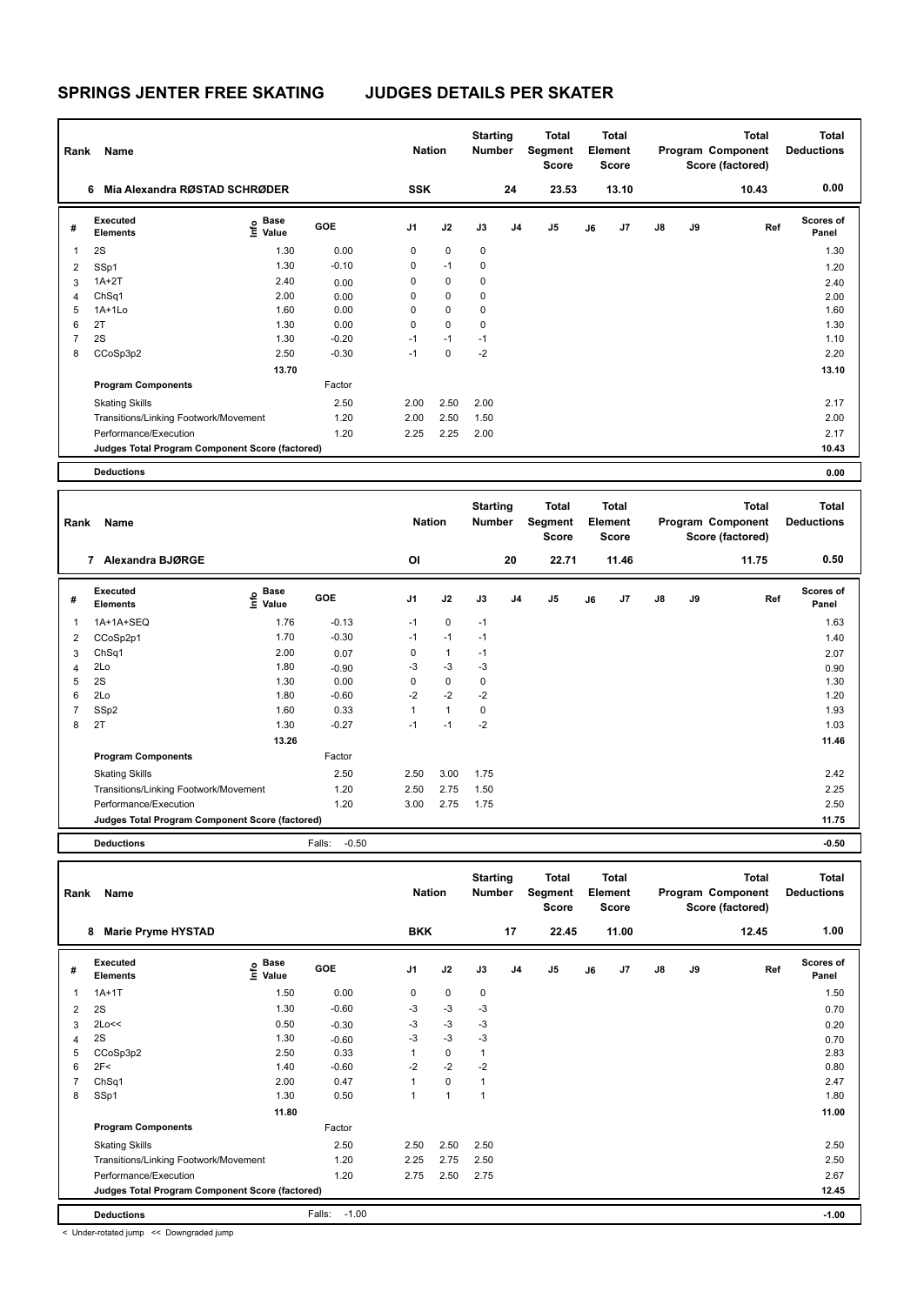# SPRINGS JENTER FREE SKATING JUDGES DETAILS PER SKATER

| Rank | Name | Nation | Starting Number | Total Segment Score | Total Element Score | Total Program Component Score (factored) | Total Deductions |
|---|---|---|---|---|---|---|---|
| 6 | Mia Alexandra RØSTAD SCHRØDER | SSK | 24 | 23.53 | 13.10 | 10.43 | 0.00 |

| # | Executed Elements | Info | Base Value | GOE | J1 | J2 | J3 | J4 | J5 | J6 | J7 | J8 | J9 | Ref | Scores of Panel |
|---|---|---|---|---|---|---|---|---|---|---|---|---|---|---|---|
| 1 | 2S | | 1.30 | 0.00 | 0 | 0 | 0 | | | | | | | | 1.30 |
| 2 | SSp1 | | 1.30 | -0.10 | 0 | -1 | 0 | | | | | | | | 1.20 |
| 3 | 1A+2T | | 2.40 | 0.00 | 0 | 0 | 0 | | | | | | | | 2.40 |
| 4 | ChSq1 | | 2.00 | 0.00 | 0 | 0 | 0 | | | | | | | | 2.00 |
| 5 | 1A+1Lo | | 1.60 | 0.00 | 0 | 0 | 0 | | | | | | | | 1.60 |
| 6 | 2T | | 1.30 | 0.00 | 0 | 0 | 0 | | | | | | | | 1.30 |
| 7 | 2S | | 1.30 | -0.20 | -1 | -1 | -1 | | | | | | | | 1.10 |
| 8 | CCoSp3p2 | | 2.50 | -0.30 | -1 | 0 | -2 | | | | | | | | 2.20 |
| | | | 13.70 | | | | | | | | | | | | 13.10 |

| Program Components | Factor | J1 | J2 | J3 | Scores of Panel |
|---|---|---|---|---|---|
| Skating Skills | 2.50 | 2.00 | 2.50 | 2.00 | 2.17 |
| Transitions/Linking Footwork/Movement | 1.20 | 2.00 | 2.50 | 1.50 | 2.00 |
| Performance/Execution | 1.20 | 2.25 | 2.25 | 2.00 | 2.17 |
| Judges Total Program Component Score (factored) | | | | | 10.43 |

**Deductions** 0.00

| Rank | Name | Nation | Starting Number | Total Segment Score | Total Element Score | Total Program Component Score (factored) | Total Deductions |
|---|---|---|---|---|---|---|---|
| 7 | Alexandra BJØRGE | OI | 20 | 22.71 | 11.46 | 11.75 | 0.50 |

| # | Executed Elements | Info | Base Value | GOE | J1 | J2 | J3 | J4 | J5 | J6 | J7 | J8 | J9 | Ref | Scores of Panel |
|---|---|---|---|---|---|---|---|---|---|---|---|---|---|---|---|
| 1 | 1A+1A+SEQ | | 1.76 | -0.13 | -1 | 0 | -1 | | | | | | | | 1.63 |
| 2 | CCoSp2p1 | | 1.70 | -0.30 | -1 | -1 | -1 | | | | | | | | 1.40 |
| 3 | ChSq1 | | 2.00 | 0.07 | 0 | 1 | -1 | | | | | | | | 2.07 |
| 4 | 2Lo | | 1.80 | -0.90 | -3 | -3 | -3 | | | | | | | | 0.90 |
| 5 | 2S | | 1.30 | 0.00 | 0 | 0 | 0 | | | | | | | | 1.30 |
| 6 | 2Lo | | 1.80 | -0.60 | -2 | -2 | -2 | | | | | | | | 1.20 |
| 7 | SSp2 | | 1.60 | 0.33 | 1 | 1 | 0 | | | | | | | | 1.93 |
| 8 | 2T | | 1.30 | -0.27 | -1 | -1 | -2 | | | | | | | | 1.03 |
| | | | 13.26 | | | | | | | | | | | | 11.46 |

| Program Components | Factor | J1 | J2 | J3 | Scores of Panel |
|---|---|---|---|---|---|
| Skating Skills | 2.50 | 2.50 | 3.00 | 1.75 | 2.42 |
| Transitions/Linking Footwork/Movement | 1.20 | 2.50 | 2.75 | 1.50 | 2.25 |
| Performance/Execution | 1.20 | 3.00 | 2.75 | 1.75 | 2.50 |
| Judges Total Program Component Score (factored) | | | | | 11.75 |

**Deductions** Falls: -0.50 — -0.50

| Rank | Name | Nation | Starting Number | Total Segment Score | Total Element Score | Total Program Component Score (factored) | Total Deductions |
|---|---|---|---|---|---|---|---|
| 8 | Marie Pryme HYSTAD | BKK | 17 | 22.45 | 11.00 | 12.45 | 1.00 |

| # | Executed Elements | Info | Base Value | GOE | J1 | J2 | J3 | J4 | J5 | J6 | J7 | J8 | J9 | Ref | Scores of Panel |
|---|---|---|---|---|---|---|---|---|---|---|---|---|---|---|---|
| 1 | 1A+1T | | 1.50 | 0.00 | 0 | 0 | 0 | | | | | | | | 1.50 |
| 2 | 2S | | 1.30 | -0.60 | -3 | -3 | -3 | | | | | | | | 0.70 |
| 3 | 2Lo<< | | 0.50 | -0.30 | -3 | -3 | -3 | | | | | | | | 0.20 |
| 4 | 2S | | 1.30 | -0.60 | -3 | -3 | -3 | | | | | | | | 0.70 |
| 5 | CCoSp3p2 | | 2.50 | 0.33 | 1 | 0 | 1 | | | | | | | | 2.83 |
| 6 | 2F< | | 1.40 | -0.60 | -2 | -2 | -2 | | | | | | | | 0.80 |
| 7 | ChSq1 | | 2.00 | 0.47 | 1 | 0 | 1 | | | | | | | | 2.47 |
| 8 | SSp1 | | 1.30 | 0.50 | 1 | 1 | 1 | | | | | | | | 1.80 |
| | | | 11.80 | | | | | | | | | | | | 11.00 |

| Program Components | Factor | J1 | J2 | J3 | Scores of Panel |
|---|---|---|---|---|---|
| Skating Skills | 2.50 | 2.50 | 2.50 | 2.50 | 2.50 |
| Transitions/Linking Footwork/Movement | 1.20 | 2.25 | 2.75 | 2.50 | 2.50 |
| Performance/Execution | 1.20 | 2.75 | 2.50 | 2.75 | 2.67 |
| Judges Total Program Component Score (factored) | | | | | 12.45 |

**Deductions** Falls: -1.00 — -1.00

< Under-rotated jump << Downgraded jump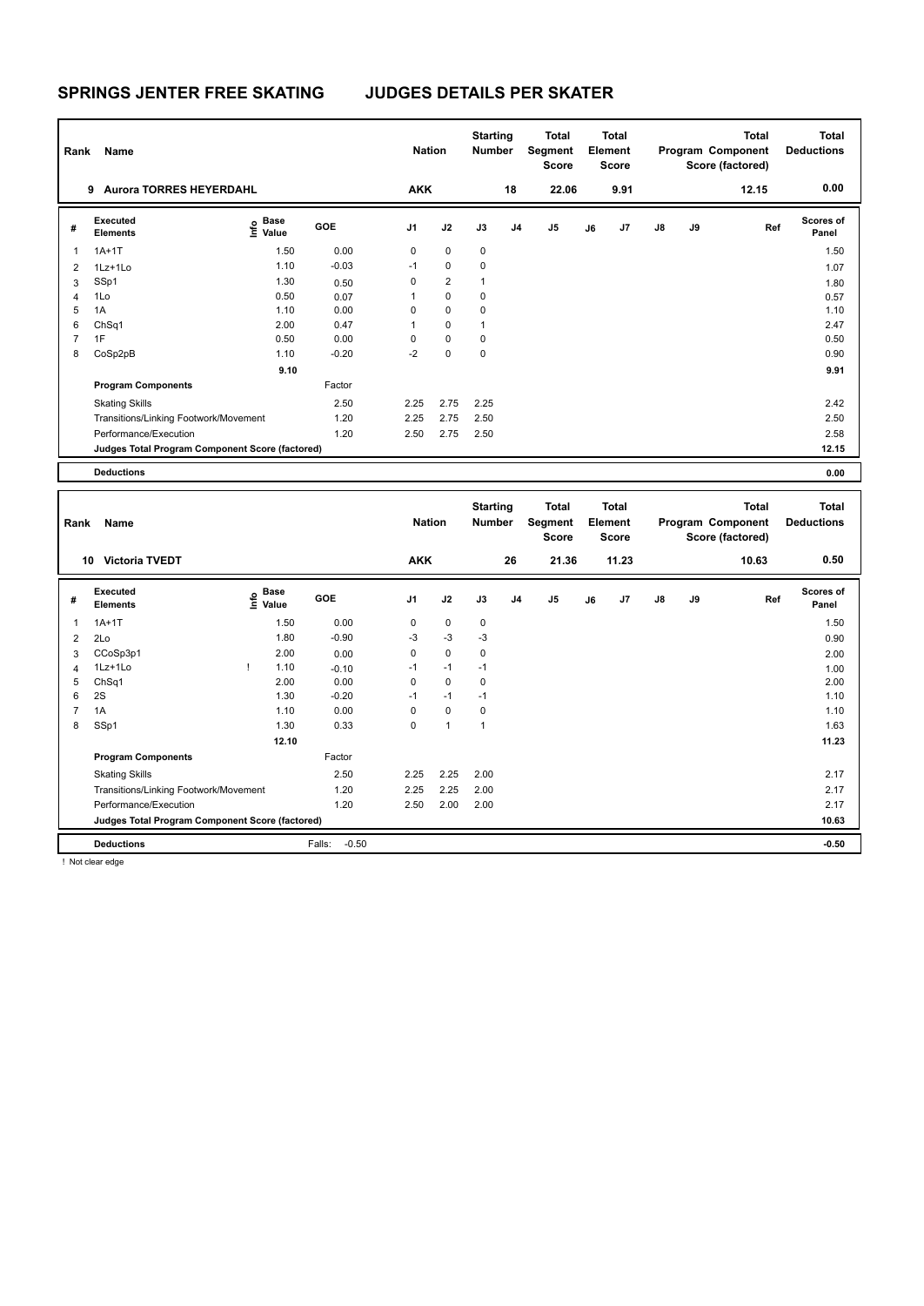# SPRINGS JENTER FREE SKATING JUDGES DETAILS PER SKATER

| Rank | Name | Nation | Starting Number | Total Segment Score | Total Element Score | Total Program Component Score (factored) | Total Deductions |
|---|---|---|---|---|---|---|---|
| 9 | Aurora TORRES HEYERDAHL | AKK | 18 | 22.06 | 9.91 | 12.15 | 0.00 |

| # | Executed Elements | Info | Base Value | GOE | J1 | J2 | J3 | J4 | J5 | J6 | J7 | J8 | J9 | Ref | Scores of Panel |
|---|---|---|---|---|---|---|---|---|---|---|---|---|---|---|---|
| 1 | 1A+1T | | 1.50 | 0.00 | 0 | 0 | 0 | | | | | | | | 1.50 |
| 2 | 1Lz+1Lo | | 1.10 | -0.03 | -1 | 0 | 0 | | | | | | | | 1.07 |
| 3 | SSp1 | | 1.30 | 0.50 | 0 | 2 | 1 | | | | | | | | 1.80 |
| 4 | 1Lo | | 0.50 | 0.07 | 1 | 0 | 0 | | | | | | | | 0.57 |
| 5 | 1A | | 1.10 | 0.00 | 0 | 0 | 0 | | | | | | | | 1.10 |
| 6 | ChSq1 | | 2.00 | 0.47 | 1 | 0 | 1 | | | | | | | | 2.47 |
| 7 | 1F | | 0.50 | 0.00 | 0 | 0 | 0 | | | | | | | | 0.50 |
| 8 | CoSp2pB | | 1.10 | -0.20 | -2 | 0 | 0 | | | | | | | | 0.90 |
| | | | 9.10 | | | | | | | | | | | | 9.91 |
| | **Program Components** | | | Factor | | | | | | | | | | | |
| | Skating Skills | | | 2.50 | 2.25 | 2.75 | 2.25 | | | | | | | | 2.42 |
| | Transitions/Linking Footwork/Movement | | | 1.20 | 2.25 | 2.75 | 2.50 | | | | | | | | 2.50 |
| | Performance/Execution | | | 1.20 | 2.50 | 2.75 | 2.50 | | | | | | | | 2.58 |
| | **Judges Total Program Component Score (factored)** | | | | | | | | | | | | | | 12.15 |
| | **Deductions** | | | | | | | | | | | | | | 0.00 |

| Rank | Name | Nation | Starting Number | Total Segment Score | Total Element Score | Total Program Component Score (factored) | Total Deductions |
|---|---|---|---|---|---|---|---|
| 10 | Victoria TVEDT | AKK | 26 | 21.36 | 11.23 | 10.63 | 0.50 |

| # | Executed Elements | Info | Base Value | GOE | J1 | J2 | J3 | J4 | J5 | J6 | J7 | J8 | J9 | Ref | Scores of Panel |
|---|---|---|---|---|---|---|---|---|---|---|---|---|---|---|---|
| 1 | 1A+1T | | 1.50 | 0.00 | 0 | 0 | 0 | | | | | | | | 1.50 |
| 2 | 2Lo | | 1.80 | -0.90 | -3 | -3 | -3 | | | | | | | | 0.90 |
| 3 | CCoSp3p1 | | 2.00 | 0.00 | 0 | 0 | 0 | | | | | | | | 2.00 |
| 4 | 1Lz+1Lo | ! | 1.10 | -0.10 | -1 | -1 | -1 | | | | | | | | 1.00 |
| 5 | ChSq1 | | 2.00 | 0.00 | 0 | 0 | 0 | | | | | | | | 2.00 |
| 6 | 2S | | 1.30 | -0.20 | -1 | -1 | -1 | | | | | | | | 1.10 |
| 7 | 1A | | 1.10 | 0.00 | 0 | 0 | 0 | | | | | | | | 1.10 |
| 8 | SSp1 | | 1.30 | 0.33 | 0 | 1 | 1 | | | | | | | | 1.63 |
| | | | 12.10 | | | | | | | | | | | | 11.23 |
| | **Program Components** | | | Factor | | | | | | | | | | | |
| | Skating Skills | | | 2.50 | 2.25 | 2.25 | 2.00 | | | | | | | | 2.17 |
| | Transitions/Linking Footwork/Movement | | | 1.20 | 2.25 | 2.25 | 2.00 | | | | | | | | 2.17 |
| | Performance/Execution | | | 1.20 | 2.50 | 2.00 | 2.00 | | | | | | | | 2.17 |
| | **Judges Total Program Component Score (factored)** | | | | | | | | | | | | | | 10.63 |
| | **Deductions** | | | Falls: -0.50 | | | | | | | | | | | -0.50 |

! Not clear edge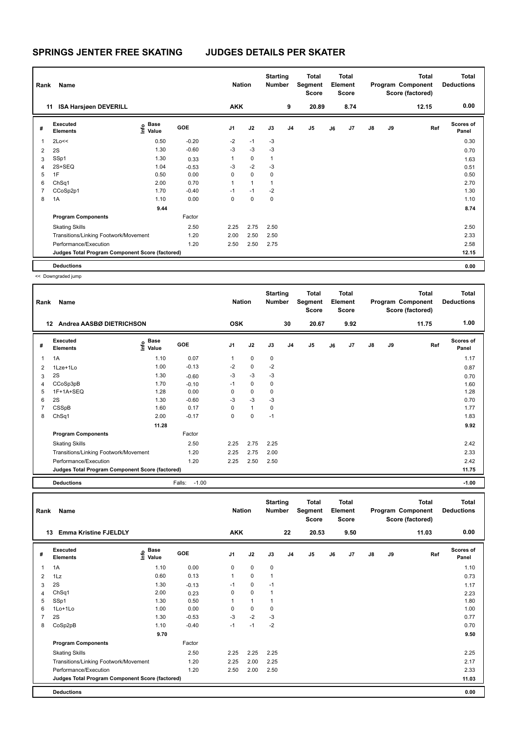# SPRINGS JENTER FREE SKATING JUDGES DETAILS PER SKATER

| Rank | Name | Nation | Starting Number | Total Segment Score | Total Element Score | Total Program Component Score (factored) | Total Deductions |
|---|---|---|---|---|---|---|---|
| 11 | ISA Harsjøen DEVERILL | AKK | 9 | 20.89 | 8.74 | 12.15 | 0.00 |

| # | Executed Elements | Info | Base Value | GOE | J1 | J2 | J3 | J4 | J5 | J6 | J7 | J8 | J9 | Ref | Scores of Panel |
|---|---|---|---|---|---|---|---|---|---|---|---|---|---|---|---|
| 1 | 2Lo<< | | 0.50 | -0.20 | -2 | -1 | -3 | | | | | | | | 0.30 |
| 2 | 2S | | 1.30 | -0.60 | -3 | -3 | -3 | | | | | | | | 0.70 |
| 3 | SSp1 | | 1.30 | 0.33 | 1 | 0 | 1 | | | | | | | | 1.63 |
| 4 | 2S+SEQ | | 1.04 | -0.53 | -3 | -2 | -3 | | | | | | | | 0.51 |
| 5 | 1F | | 0.50 | 0.00 | 0 | 0 | 0 | | | | | | | | 0.50 |
| 6 | ChSq1 | | 2.00 | 0.70 | 1 | 1 | 1 | | | | | | | | 2.70 |
| 7 | CCoSp2p1 | | 1.70 | -0.40 | -1 | -1 | -2 | | | | | | | | 1.30 |
| 8 | 1A | | 1.10 | 0.00 | 0 | 0 | 0 | | | | | | | | 1.10 |
| | | | 9.44 | | | | | | | | | | | | 8.74 |
| | Program Components | | | Factor | | | | | | | | | | | |
| | Skating Skills | | | 2.50 | 2.25 | 2.75 | 2.50 | | | | | | | | 2.50 |
| | Transitions/Linking Footwork/Movement | | | 1.20 | 2.00 | 2.50 | 2.50 | | | | | | | | 2.33 |
| | Performance/Execution | | | 1.20 | 2.50 | 2.50 | 2.75 | | | | | | | | 2.58 |
| | Judges Total Program Component Score (factored) | | | | | | | | | | | | | | 12.15 |
| | Deductions | | | | | | | | | | | | | | 0.00 |

<< Downgraded jump

| Rank | Name | Nation | Starting Number | Total Segment Score | Total Element Score | Total Program Component Score (factored) | Total Deductions |
|---|---|---|---|---|---|---|---|
| 12 | Andrea AASBØ DIETRICHSON | OSK | 30 | 20.67 | 9.92 | 11.75 | 1.00 |

| # | Executed Elements | Info | Base Value | GOE | J1 | J2 | J3 | J4 | J5 | J6 | J7 | J8 | J9 | Ref | Scores of Panel |
|---|---|---|---|---|---|---|---|---|---|---|---|---|---|---|---|
| 1 | 1A | | 1.10 | 0.07 | 1 | 0 | 0 | | | | | | | | 1.17 |
| 2 | 1Lze+1Lo | | 1.00 | -0.13 | -2 | 0 | -2 | | | | | | | | 0.87 |
| 3 | 2S | | 1.30 | -0.60 | -3 | -3 | -3 | | | | | | | | 0.70 |
| 4 | CCoSp3pB | | 1.70 | -0.10 | -1 | 0 | 0 | | | | | | | | 1.60 |
| 5 | 1F+1A+SEQ | | 1.28 | 0.00 | 0 | 0 | 0 | | | | | | | | 1.28 |
| 6 | 2S | | 1.30 | -0.60 | -3 | -3 | -3 | | | | | | | | 0.70 |
| 7 | CSSpB | | 1.60 | 0.17 | 0 | 1 | 0 | | | | | | | | 1.77 |
| 8 | ChSq1 | | 2.00 | -0.17 | 0 | 0 | -1 | | | | | | | | 1.83 |
| | | | 11.28 | | | | | | | | | | | | 9.92 |
| | Program Components | | | Factor | | | | | | | | | | | |
| | Skating Skills | | | 2.50 | 2.25 | 2.75 | 2.25 | | | | | | | | 2.42 |
| | Transitions/Linking Footwork/Movement | | | 1.20 | 2.25 | 2.75 | 2.00 | | | | | | | | 2.33 |
| | Performance/Execution | | | 1.20 | 2.25 | 2.50 | 2.50 | | | | | | | | 2.42 |
| | Judges Total Program Component Score (factored) | | | | | | | | | | | | | | 11.75 |
| | Deductions | | | Falls: -1.00 | | | | | | | | | | | -1.00 |

| Rank | Name | Nation | Starting Number | Total Segment Score | Total Element Score | Total Program Component Score (factored) | Total Deductions |
|---|---|---|---|---|---|---|---|
| 13 | Emma Kristine FJELDLY | AKK | 22 | 20.53 | 9.50 | 11.03 | 0.00 |

| # | Executed Elements | Info | Base Value | GOE | J1 | J2 | J3 | J4 | J5 | J6 | J7 | J8 | J9 | Ref | Scores of Panel |
|---|---|---|---|---|---|---|---|---|---|---|---|---|---|---|---|
| 1 | 1A | | 1.10 | 0.00 | 0 | 0 | 0 | | | | | | | | 1.10 |
| 2 | 1Lz | | 0.60 | 0.13 | 1 | 0 | 1 | | | | | | | | 0.73 |
| 3 | 2S | | 1.30 | -0.13 | -1 | 0 | -1 | | | | | | | | 1.17 |
| 4 | ChSq1 | | 2.00 | 0.23 | 0 | 0 | 1 | | | | | | | | 2.23 |
| 5 | SSp1 | | 1.30 | 0.50 | 1 | 1 | 1 | | | | | | | | 1.80 |
| 6 | 1Lo+1Lo | | 1.00 | 0.00 | 0 | 0 | 0 | | | | | | | | 1.00 |
| 7 | 2S | | 1.30 | -0.53 | -3 | -2 | -3 | | | | | | | | 0.77 |
| 8 | CoSp2pB | | 1.10 | -0.40 | -1 | -1 | -2 | | | | | | | | 0.70 |
| | | | 9.70 | | | | | | | | | | | | 9.50 |
| | Program Components | | | Factor | | | | | | | | | | | |
| | Skating Skills | | | 2.50 | 2.25 | 2.25 | 2.25 | | | | | | | | 2.25 |
| | Transitions/Linking Footwork/Movement | | | 1.20 | 2.25 | 2.00 | 2.25 | | | | | | | | 2.17 |
| | Performance/Execution | | | 1.20 | 2.50 | 2.00 | 2.50 | | | | | | | | 2.33 |
| | Judges Total Program Component Score (factored) | | | | | | | | | | | | | | 11.03 |
| | Deductions | | | | | | | | | | | | | | 0.00 |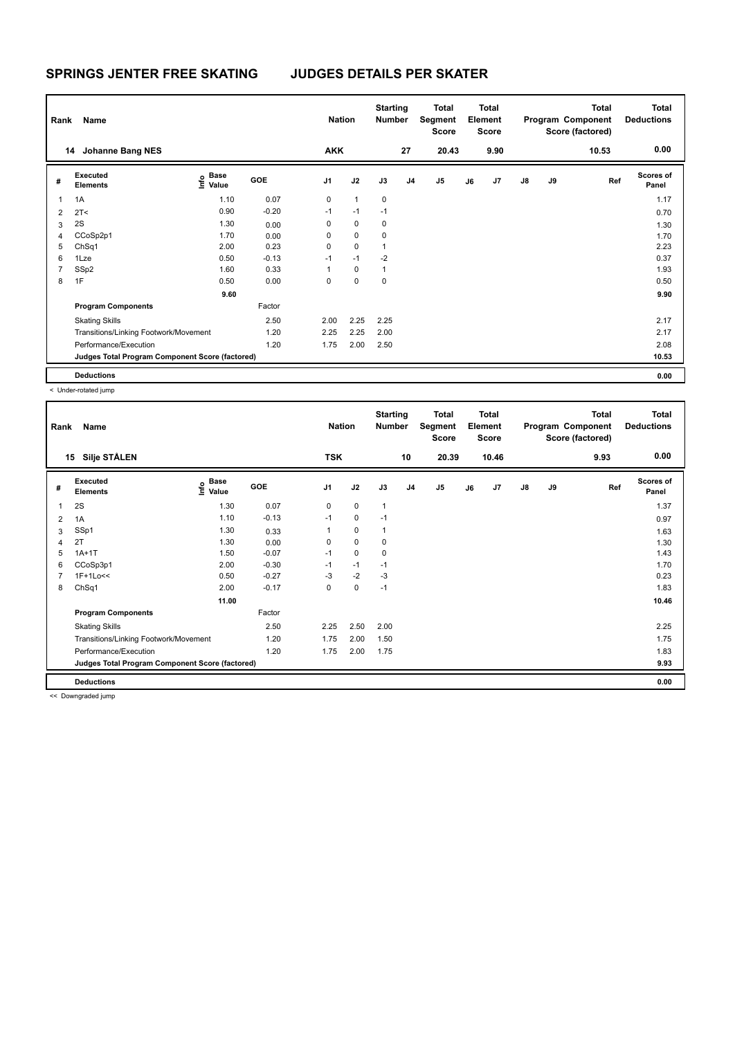# SPRINGS JENTER FREE SKATING JUDGES DETAILS PER SKATER

| Rank | Name | Nation | Starting Number | Total Segment Score | Total Element Score | Total Program Component Score (factored) | Total Deductions |
|---|---|---|---|---|---|---|---|
| 14 | Johanne Bang NES | AKK | 27 | 20.43 | 9.90 | 10.53 | 0.00 |

| # | Executed Elements | Info | Base Value | GOE | J1 | J2 | J3 | J4 | J5 | J6 | J7 | J8 | J9 | Ref | Scores of Panel |
|---|---|---|---|---|---|---|---|---|---|---|---|---|---|---|---|
| 1 | 1A | | 1.10 | 0.07 | 0 | 1 | 0 | | | | | | | | 1.17 |
| 2 | 2T< | | 0.90 | -0.20 | -1 | -1 | -1 | | | | | | | | 0.70 |
| 3 | 2S | | 1.30 | 0.00 | 0 | 0 | 0 | | | | | | | | 1.30 |
| 4 | CCoSp2p1 | | 1.70 | 0.00 | 0 | 0 | 0 | | | | | | | | 1.70 |
| 5 | ChSq1 | | 2.00 | 0.23 | 0 | 0 | 1 | | | | | | | | 2.23 |
| 6 | 1Lze | | 0.50 | -0.13 | -1 | -1 | -2 | | | | | | | | 0.37 |
| 7 | SSp2 | | 1.60 | 0.33 | 1 | 0 | 1 | | | | | | | | 1.93 |
| 8 | 1F | | 0.50 | 0.00 | 0 | 0 | 0 | | | | | | | | 0.50 |
| | | | 9.60 | | | | | | | | | | | | 9.90 |
| | **Program Components** | | | Factor | | | | | | | | | | | |
| | Skating Skills | | | 2.50 | 2.00 | 2.25 | 2.25 | | | | | | | | 2.17 |
| | Transitions/Linking Footwork/Movement | | | 1.20 | 2.25 | 2.25 | 2.00 | | | | | | | | 2.17 |
| | Performance/Execution | | | 1.20 | 1.75 | 2.00 | 2.50 | | | | | | | | 2.08 |
| | **Judges Total Program Component Score (factored)** | | | | | | | | | | | | | | 10.53 |
| | **Deductions** | | | | | | | | | | | | | | 0.00 |

< Under-rotated jump

| Rank | Name | Nation | Starting Number | Total Segment Score | Total Element Score | Total Program Component Score (factored) | Total Deductions |
|---|---|---|---|---|---|---|---|
| 15 | Silje STÅLEN | TSK | 10 | 20.39 | 10.46 | 9.93 | 0.00 |

| # | Executed Elements | Info | Base Value | GOE | J1 | J2 | J3 | J4 | J5 | J6 | J7 | J8 | J9 | Ref | Scores of Panel |
|---|---|---|---|---|---|---|---|---|---|---|---|---|---|---|---|
| 1 | 2S | | 1.30 | 0.07 | 0 | 0 | 1 | | | | | | | | 1.37 |
| 2 | 1A | | 1.10 | -0.13 | -1 | 0 | -1 | | | | | | | | 0.97 |
| 3 | SSp1 | | 1.30 | 0.33 | 1 | 0 | 1 | | | | | | | | 1.63 |
| 4 | 2T | | 1.30 | 0.00 | 0 | 0 | 0 | | | | | | | | 1.30 |
| 5 | 1A+1T | | 1.50 | -0.07 | -1 | 0 | 0 | | | | | | | | 1.43 |
| 6 | CCoSp3p1 | | 2.00 | -0.30 | -1 | -1 | -1 | | | | | | | | 1.70 |
| 7 | 1F+1Lo<< | | 0.50 | -0.27 | -3 | -2 | -3 | | | | | | | | 0.23 |
| 8 | ChSq1 | | 2.00 | -0.17 | 0 | 0 | -1 | | | | | | | | 1.83 |
| | | | 11.00 | | | | | | | | | | | | 10.46 |
| | **Program Components** | | | Factor | | | | | | | | | | | |
| | Skating Skills | | | 2.50 | 2.25 | 2.50 | 2.00 | | | | | | | | 2.25 |
| | Transitions/Linking Footwork/Movement | | | 1.20 | 1.75 | 2.00 | 1.50 | | | | | | | | 1.75 |
| | Performance/Execution | | | 1.20 | 1.75 | 2.00 | 1.75 | | | | | | | | 1.83 |
| | **Judges Total Program Component Score (factored)** | | | | | | | | | | | | | | 9.93 |
| | **Deductions** | | | | | | | | | | | | | | 0.00 |

<< Downgraded jump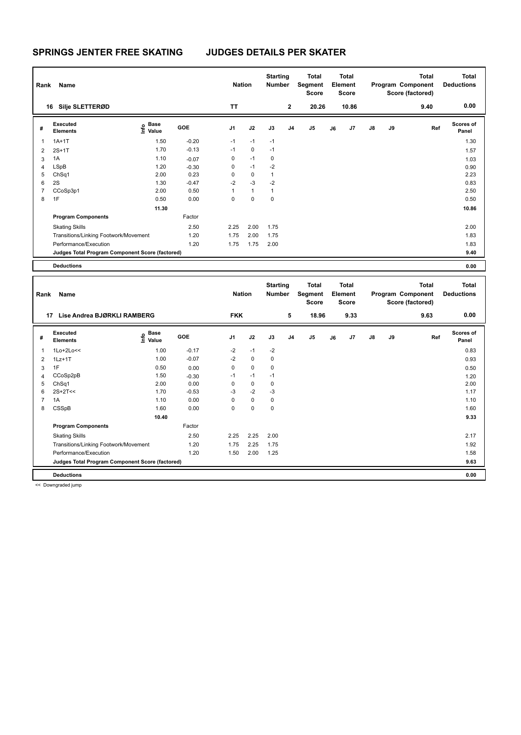# SPRINGS JENTER FREE SKATING JUDGES DETAILS PER SKATER

| Rank | Name | Nation | Starting Number | Total Segment Score | Total Element Score | Total Program Component Score (factored) | Total Deductions |
|---|---|---|---|---|---|---|---|
| 16 | Silje SLETTERØD | TT | 2 | 20.26 | 10.86 | 9.40 | 0.00 |

| # | Executed Elements | Info | Base Value | GOE | J1 | J2 | J3 | J4 | J5 | J6 | J7 | J8 | J9 | Ref | Scores of Panel |
|---|---|---|---|---|---|---|---|---|---|---|---|---|---|---|---|
| 1 | 1A+1T | | 1.50 | -0.20 | -1 | -1 | -1 | | | | | | | | 1.30 |
| 2 | 2S+1T | | 1.70 | -0.13 | -1 | 0 | -1 | | | | | | | | 1.57 |
| 3 | 1A | | 1.10 | -0.07 | 0 | -1 | 0 | | | | | | | | 1.03 |
| 4 | LSpB | | 1.20 | -0.30 | 0 | -1 | -2 | | | | | | | | 0.90 |
| 5 | ChSq1 | | 2.00 | 0.23 | 0 | 0 | 1 | | | | | | | | 2.23 |
| 6 | 2S | | 1.30 | -0.47 | -2 | -3 | -2 | | | | | | | | 0.83 |
| 7 | CCoSp3p1 | | 2.00 | 0.50 | 1 | 1 | 1 | | | | | | | | 2.50 |
| 8 | 1F | | 0.50 | 0.00 | 0 | 0 | 0 | | | | | | | | 0.50 |
| | | | 11.30 | | | | | | | | | | | | 10.86 |

| Program Components | Factor | J1 | J2 | J3 | J4 | J5 | J6 | J7 | J8 | J9 | Ref | Scores of Panel |
|---|---|---|---|---|---|---|---|---|---|---|---|---|
| Skating Skills | 2.50 | 2.25 | 2.00 | 1.75 | | | | | | | | 2.00 |
| Transitions/Linking Footwork/Movement | 1.20 | 1.75 | 2.00 | 1.75 | | | | | | | | 1.83 |
| Performance/Execution | 1.20 | 1.75 | 1.75 | 2.00 | | | | | | | | 1.83 |
| Judges Total Program Component Score (factored) | | | | | | | | | | | | 9.40 |
| Deductions | | | | | | | | | | | | 0.00 |

| Rank | Name | Nation | Starting Number | Total Segment Score | Total Element Score | Total Program Component Score (factored) | Total Deductions |
|---|---|---|---|---|---|---|---|
| 17 | Lise Andrea BJØRKLI RAMBERG | FKK | 5 | 18.96 | 9.33 | 9.63 | 0.00 |

| # | Executed Elements | Info | Base Value | GOE | J1 | J2 | J3 | J4 | J5 | J6 | J7 | J8 | J9 | Ref | Scores of Panel |
|---|---|---|---|---|---|---|---|---|---|---|---|---|---|---|---|
| 1 | 1Lo+2Lo<< | | 1.00 | -0.17 | -2 | -1 | -2 | | | | | | | | 0.83 |
| 2 | 1Lz+1T | | 1.00 | -0.07 | -2 | 0 | 0 | | | | | | | | 0.93 |
| 3 | 1F | | 0.50 | 0.00 | 0 | 0 | 0 | | | | | | | | 0.50 |
| 4 | CCoSp2pB | | 1.50 | -0.30 | -1 | -1 | -1 | | | | | | | | 1.20 |
| 5 | ChSq1 | | 2.00 | 0.00 | 0 | 0 | 0 | | | | | | | | 2.00 |
| 6 | 2S+2T<< | | 1.70 | -0.53 | -3 | -2 | -3 | | | | | | | | 1.17 |
| 7 | 1A | | 1.10 | 0.00 | 0 | 0 | 0 | | | | | | | | 1.10 |
| 8 | CSSpB | | 1.60 | 0.00 | 0 | 0 | 0 | | | | | | | | 1.60 |
| | | | 10.40 | | | | | | | | | | | | 9.33 |

| Program Components | Factor | J1 | J2 | J3 | J4 | J5 | J6 | J7 | J8 | J9 | Ref | Scores of Panel |
|---|---|---|---|---|---|---|---|---|---|---|---|---|
| Skating Skills | 2.50 | 2.25 | 2.25 | 2.00 | | | | | | | | 2.17 |
| Transitions/Linking Footwork/Movement | 1.20 | 1.75 | 2.25 | 1.75 | | | | | | | | 1.92 |
| Performance/Execution | 1.20 | 1.50 | 2.00 | 1.25 | | | | | | | | 1.58 |
| Judges Total Program Component Score (factored) | | | | | | | | | | | | 9.63 |
| Deductions | | | | | | | | | | | | 0.00 |

<< Downgraded jump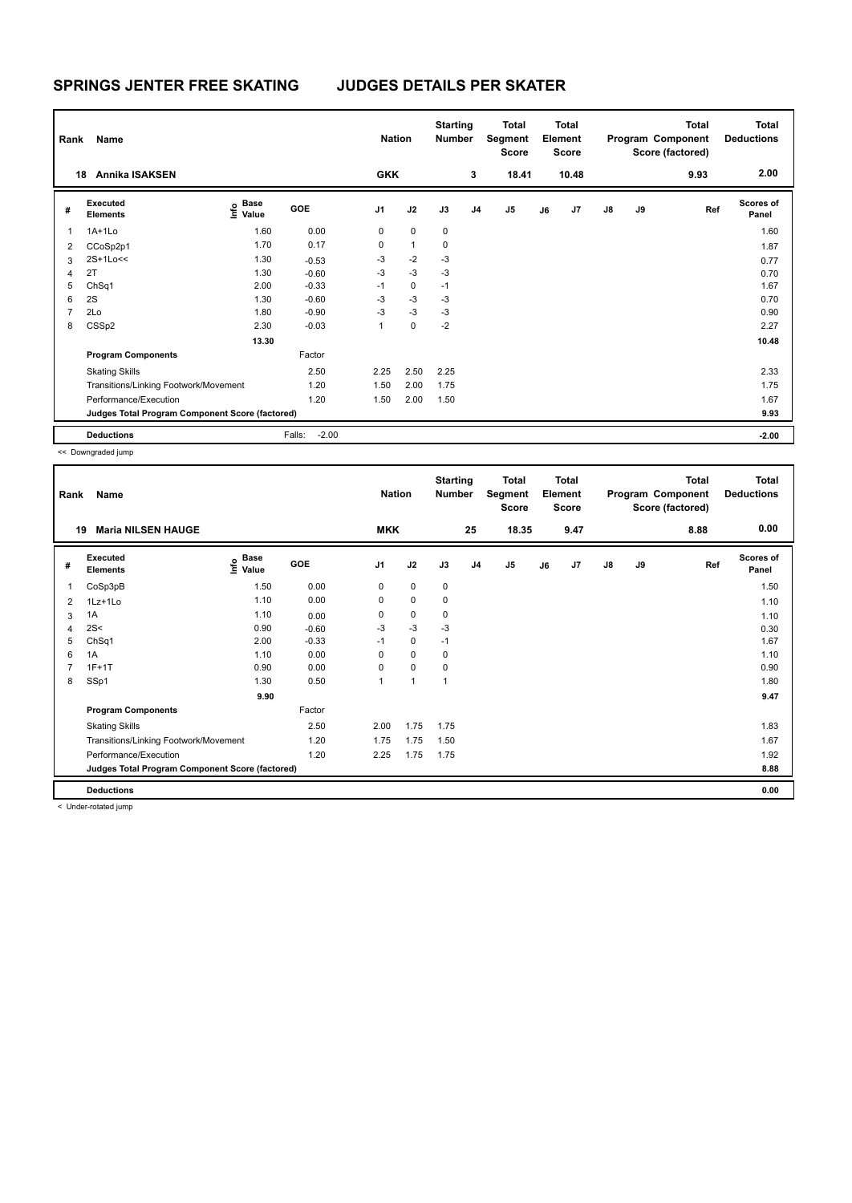# SPRINGS JENTER FREE SKATING JUDGES DETAILS PER SKATER

| Rank | Name | Nation | Starting Number | Total Segment Score | Total Element Score | Total Program Component Score (factored) | Total Deductions |
|---|---|---|---|---|---|---|---|
| 18 | Annika ISAKSEN | GKK | 3 | 18.41 | 10.48 | 9.93 | 2.00 |

| # | Executed Elements | Info | Base Value | GOE | J1 | J2 | J3 | J4 | J5 | J6 | J7 | J8 | J9 | Ref | Scores of Panel |
|---|---|---|---|---|---|---|---|---|---|---|---|---|---|---|---|
| 1 | 1A+1Lo | | 1.60 | 0.00 | 0 | 0 | 0 | | | | | | | | 1.60 |
| 2 | CCoSp2p1 | | 1.70 | 0.17 | 0 | 1 | 0 | | | | | | | | 1.87 |
| 3 | 2S+1Lo<< | | 1.30 | -0.53 | -3 | -2 | -3 | | | | | | | | 0.77 |
| 4 | 2T | | 1.30 | -0.60 | -3 | -3 | -3 | | | | | | | | 0.70 |
| 5 | ChSq1 | | 2.00 | -0.33 | -1 | 0 | -1 | | | | | | | | 1.67 |
| 6 | 2S | | 1.30 | -0.60 | -3 | -3 | -3 | | | | | | | | 0.70 |
| 7 | 2Lo | | 1.80 | -0.90 | -3 | -3 | -3 | | | | | | | | 0.90 |
| 8 | CSSp2 | | 2.30 | -0.03 | 1 | 0 | -2 | | | | | | | | 2.27 |
| | | | 13.30 | | | | | | | | | | | | 10.48 |
| | **Program Components** | | | Factor | | | | | | | | | | | |
| | Skating Skills | | | 2.50 | 2.25 | 2.50 | 2.25 | | | | | | | | 2.33 |
| | Transitions/Linking Footwork/Movement | | | 1.20 | 1.50 | 2.00 | 1.75 | | | | | | | | 1.75 |
| | Performance/Execution | | | 1.20 | 1.50 | 2.00 | 1.50 | | | | | | | | 1.67 |
| | **Judges Total Program Component Score (factored)** | | | | | | | | | | | | | | 9.93 |
| | **Deductions** | | | Falls: -2.00 | | | | | | | | | | | -2.00 |

<< Downgraded jump

| Rank | Name | Nation | Starting Number | Total Segment Score | Total Element Score | Total Program Component Score (factored) | Total Deductions |
|---|---|---|---|---|---|---|---|
| 19 | Maria NILSEN HAUGE | MKK | 25 | 18.35 | 9.47 | 8.88 | 0.00 |

| # | Executed Elements | Info | Base Value | GOE | J1 | J2 | J3 | J4 | J5 | J6 | J7 | J8 | J9 | Ref | Scores of Panel |
|---|---|---|---|---|---|---|---|---|---|---|---|---|---|---|---|
| 1 | CoSp3pB | | 1.50 | 0.00 | 0 | 0 | 0 | | | | | | | | 1.50 |
| 2 | 1Lz+1Lo | | 1.10 | 0.00 | 0 | 0 | 0 | | | | | | | | 1.10 |
| 3 | 1A | | 1.10 | 0.00 | 0 | 0 | 0 | | | | | | | | 1.10 |
| 4 | 2S< | | 0.90 | -0.60 | -3 | -3 | -3 | | | | | | | | 0.30 |
| 5 | ChSq1 | | 2.00 | -0.33 | -1 | 0 | -1 | | | | | | | | 1.67 |
| 6 | 1A | | 1.10 | 0.00 | 0 | 0 | 0 | | | | | | | | 1.10 |
| 7 | 1F+1T | | 0.90 | 0.00 | 0 | 0 | 0 | | | | | | | | 0.90 |
| 8 | SSp1 | | 1.30 | 0.50 | 1 | 1 | 1 | | | | | | | | 1.80 |
| | | | 9.90 | | | | | | | | | | | | 9.47 |
| | **Program Components** | | | Factor | | | | | | | | | | | |
| | Skating Skills | | | 2.50 | 2.00 | 1.75 | 1.75 | | | | | | | | 1.83 |
| | Transitions/Linking Footwork/Movement | | | 1.20 | 1.75 | 1.75 | 1.50 | | | | | | | | 1.67 |
| | Performance/Execution | | | 1.20 | 2.25 | 1.75 | 1.75 | | | | | | | | 1.92 |
| | **Judges Total Program Component Score (factored)** | | | | | | | | | | | | | | 8.88 |
| | **Deductions** | | | | | | | | | | | | | | 0.00 |

< Under-rotated jump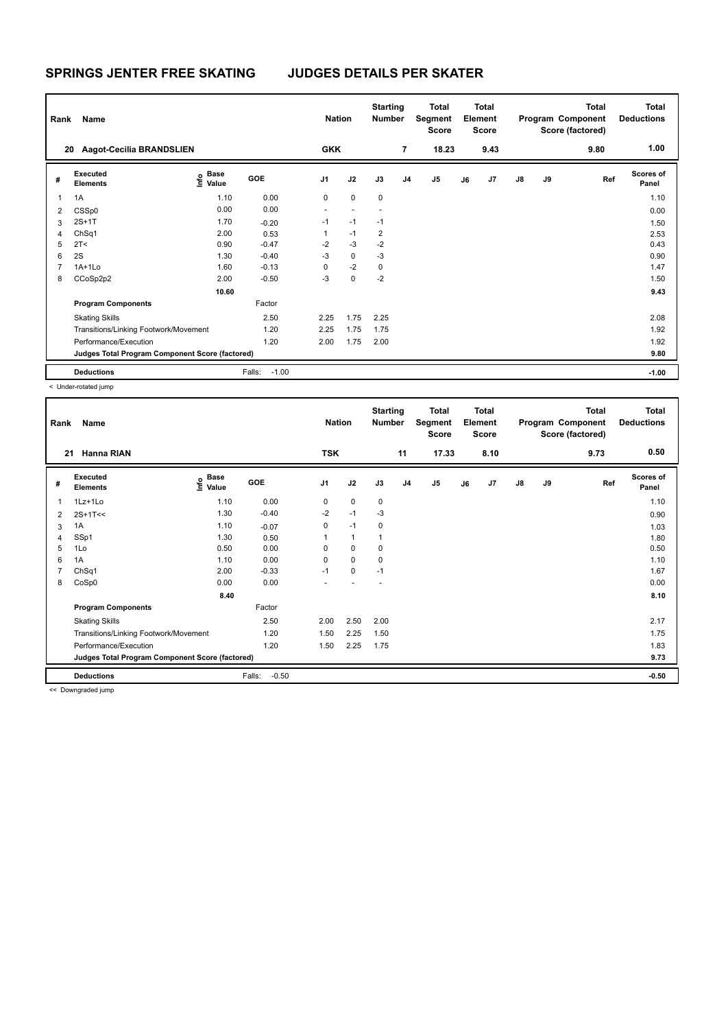# SPRINGS JENTER FREE SKATING JUDGES DETAILS PER SKATER

| Rank | Name | Nation | Starting Number | Total Segment Score | Total Element Score | Total Program Component Score (factored) | Total Deductions |
|---|---|---|---|---|---|---|---|
| 20 | Aagot-Cecilia BRANDSLIEN | GKK | 7 | 18.23 | 9.43 | 9.80 | 1.00 |

| # | Executed Elements | Info | Base Value | GOE | J1 | J2 | J3 | J4 | J5 | J6 | J7 | J8 | J9 | Ref | Scores of Panel |
|---|---|---|---|---|---|---|---|---|---|---|---|---|---|---|---|
| 1 | 1A | | 1.10 | 0.00 | 0 | 0 | 0 | | | | | | | | 1.10 |
| 2 | CSSp0 | | 0.00 | 0.00 | - | - | - | | | | | | | | 0.00 |
| 3 | 2S+1T | | 1.70 | -0.20 | -1 | -1 | -1 | | | | | | | | 1.50 |
| 4 | ChSq1 | | 2.00 | 0.53 | 1 | -1 | 2 | | | | | | | | 2.53 |
| 5 | 2T< | | 0.90 | -0.47 | -2 | -3 | -2 | | | | | | | | 0.43 |
| 6 | 2S | | 1.30 | -0.40 | -3 | 0 | -3 | | | | | | | | 0.90 |
| 7 | 1A+1Lo | | 1.60 | -0.13 | 0 | -2 | 0 | | | | | | | | 1.47 |
| 8 | CCoSp2p2 | | 2.00 | -0.50 | -3 | 0 | -2 | | | | | | | | 1.50 |
| | | | 10.60 | | | | | | | | | | | | 9.43 |
| | **Program Components** | | | Factor | | | | | | | | | | | |
| | Skating Skills | | | 2.50 | 2.25 | 1.75 | 2.25 | | | | | | | | 2.08 |
| | Transitions/Linking Footwork/Movement | | | 1.20 | 2.25 | 1.75 | 1.75 | | | | | | | | 1.92 |
| | Performance/Execution | | | 1.20 | 2.00 | 1.75 | 2.00 | | | | | | | | 1.92 |
| | **Judges Total Program Component Score (factored)** | | | | | | | | | | | | | | 9.80 |
| | **Deductions** | | | Falls: -1.00 | | | | | | | | | | | -1.00 |

< Under-rotated jump

| Rank | Name | Nation | Starting Number | Total Segment Score | Total Element Score | Total Program Component Score (factored) | Total Deductions |
|---|---|---|---|---|---|---|---|
| 21 | Hanna RIAN | TSK | 11 | 17.33 | 8.10 | 9.73 | 0.50 |

| # | Executed Elements | Info | Base Value | GOE | J1 | J2 | J3 | J4 | J5 | J6 | J7 | J8 | J9 | Ref | Scores of Panel |
|---|---|---|---|---|---|---|---|---|---|---|---|---|---|---|---|
| 1 | 1Lz+1Lo | | 1.10 | 0.00 | 0 | 0 | 0 | | | | | | | | 1.10 |
| 2 | 2S+1T<< | | 1.30 | -0.40 | -2 | -1 | -3 | | | | | | | | 0.90 |
| 3 | 1A | | 1.10 | -0.07 | 0 | -1 | 0 | | | | | | | | 1.03 |
| 4 | SSp1 | | 1.30 | 0.50 | 1 | 1 | 1 | | | | | | | | 1.80 |
| 5 | 1Lo | | 0.50 | 0.00 | 0 | 0 | 0 | | | | | | | | 0.50 |
| 6 | 1A | | 1.10 | 0.00 | 0 | 0 | 0 | | | | | | | | 1.10 |
| 7 | ChSq1 | | 2.00 | -0.33 | -1 | 0 | -1 | | | | | | | | 1.67 |
| 8 | CoSp0 | | 0.00 | 0.00 | - | - | - | | | | | | | | 0.00 |
| | | | 8.40 | | | | | | | | | | | | 8.10 |
| | **Program Components** | | | Factor | | | | | | | | | | | |
| | Skating Skills | | | 2.50 | 2.00 | 2.50 | 2.00 | | | | | | | | 2.17 |
| | Transitions/Linking Footwork/Movement | | | 1.20 | 1.50 | 2.25 | 1.50 | | | | | | | | 1.75 |
| | Performance/Execution | | | 1.20 | 1.50 | 2.25 | 1.75 | | | | | | | | 1.83 |
| | **Judges Total Program Component Score (factored)** | | | | | | | | | | | | | | 9.73 |
| | **Deductions** | | | Falls: -0.50 | | | | | | | | | | | -0.50 |

<< Downgraded jump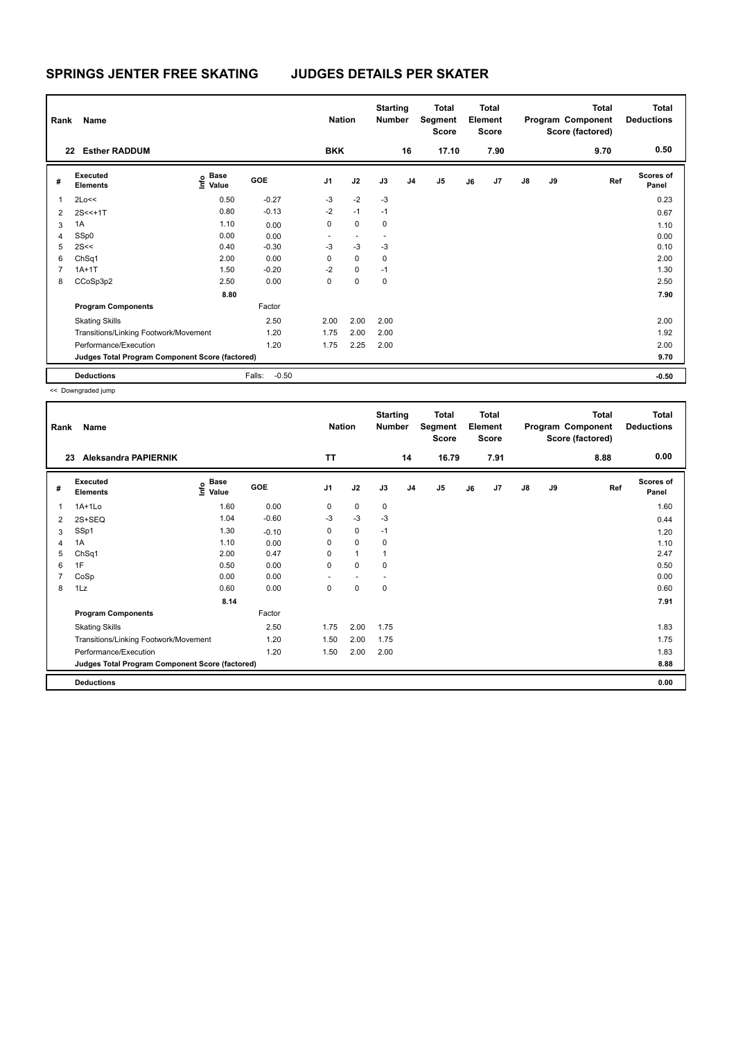# SPRINGS JENTER FREE SKATING JUDGES DETAILS PER SKATER

| Rank | Name | Nation | Starting Number | Total Segment Score | Total Element Score | Total Program Component Score (factored) | Total Deductions |
|---|---|---|---|---|---|---|---|
| 22 | Esther RADDUM | BKK | 16 | 17.10 | 7.90 | 9.70 | 0.50 |

| # | Executed Elements | Info | Base Value | GOE | J1 | J2 | J3 | J4 | J5 | J6 | J7 | J8 | J9 | Ref | Scores of Panel |
|---|---|---|---|---|---|---|---|---|---|---|---|---|---|---|---|
| 1 | 2Lo<< | | 0.50 | -0.27 | -3 | -2 | -3 | | | | | | | | 0.23 |
| 2 | 2S<<+1T | | 0.80 | -0.13 | -2 | -1 | -1 | | | | | | | | 0.67 |
| 3 | 1A | | 1.10 | 0.00 | 0 | 0 | 0 | | | | | | | | 1.10 |
| 4 | SSp0 | | 0.00 | 0.00 | - | - | - | | | | | | | | 0.00 |
| 5 | 2S<< | | 0.40 | -0.30 | -3 | -3 | -3 | | | | | | | | 0.10 |
| 6 | ChSq1 | | 2.00 | 0.00 | 0 | 0 | 0 | | | | | | | | 2.00 |
| 7 | 1A+1T | | 1.50 | -0.20 | -2 | 0 | -1 | | | | | | | | 1.30 |
| 8 | CCoSp3p2 | | 2.50 | 0.00 | 0 | 0 | 0 | | | | | | | | 2.50 |
| | | | 8.80 | | | | | | | | | | | | 7.90 |
| | **Program Components** | | | Factor | | | | | | | | | | | |
| | Skating Skills | | | 2.50 | 2.00 | 2.00 | 2.00 | | | | | | | | 2.00 |
| | Transitions/Linking Footwork/Movement | | | 1.20 | 1.75 | 2.00 | 2.00 | | | | | | | | 1.92 |
| | Performance/Execution | | | 1.20 | 1.75 | 2.25 | 2.00 | | | | | | | | 2.00 |
| | **Judges Total Program Component Score (factored)** | | | | | | | | | | | | | | 9.70 |
| | **Deductions** | | | Falls: -0.50 | | | | | | | | | | | -0.50 |

<< Downgraded jump

| Rank | Name | Nation | Starting Number | Total Segment Score | Total Element Score | Total Program Component Score (factored) | Total Deductions |
|---|---|---|---|---|---|---|---|
| 23 | Aleksandra PAPIERNIK | TT | 14 | 16.79 | 7.91 | 8.88 | 0.00 |

| # | Executed Elements | Info | Base Value | GOE | J1 | J2 | J3 | J4 | J5 | J6 | J7 | J8 | J9 | Ref | Scores of Panel |
|---|---|---|---|---|---|---|---|---|---|---|---|---|---|---|---|
| 1 | 1A+1Lo | | 1.60 | 0.00 | 0 | 0 | 0 | | | | | | | | 1.60 |
| 2 | 2S+SEQ | | 1.04 | -0.60 | -3 | -3 | -3 | | | | | | | | 0.44 |
| 3 | SSp1 | | 1.30 | -0.10 | 0 | 0 | -1 | | | | | | | | 1.20 |
| 4 | 1A | | 1.10 | 0.00 | 0 | 0 | 0 | | | | | | | | 1.10 |
| 5 | ChSq1 | | 2.00 | 0.47 | 0 | 1 | 1 | | | | | | | | 2.47 |
| 6 | 1F | | 0.50 | 0.00 | 0 | 0 | 0 | | | | | | | | 0.50 |
| 7 | CoSp | | 0.00 | 0.00 | - | - | - | | | | | | | | 0.00 |
| 8 | 1Lz | | 0.60 | 0.00 | 0 | 0 | 0 | | | | | | | | 0.60 |
| | | | 8.14 | | | | | | | | | | | | 7.91 |
| | **Program Components** | | | Factor | | | | | | | | | | | |
| | Skating Skills | | | 2.50 | 1.75 | 2.00 | 1.75 | | | | | | | | 1.83 |
| | Transitions/Linking Footwork/Movement | | | 1.20 | 1.50 | 2.00 | 1.75 | | | | | | | | 1.75 |
| | Performance/Execution | | | 1.20 | 1.50 | 2.00 | 2.00 | | | | | | | | 1.83 |
| | **Judges Total Program Component Score (factored)** | | | | | | | | | | | | | | 8.88 |
| | **Deductions** | | | | | | | | | | | | | | 0.00 |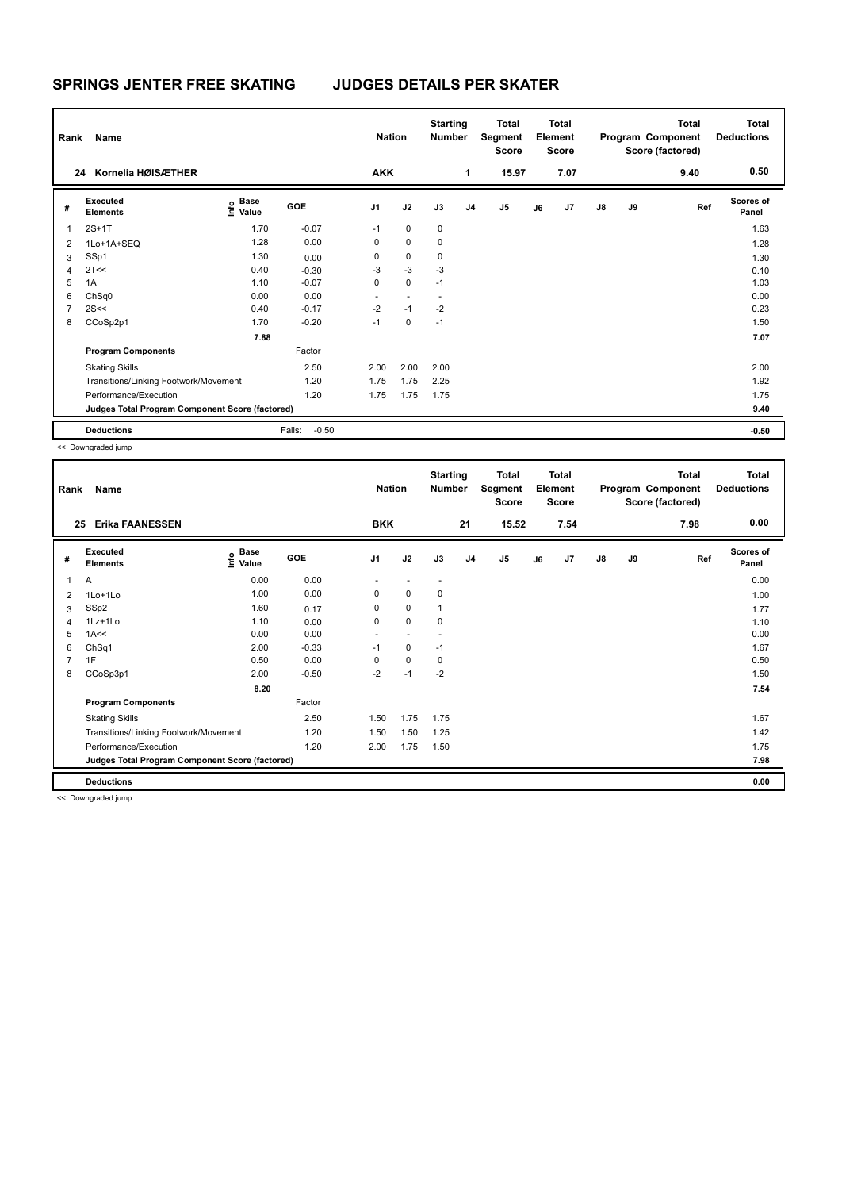# SPRINGS JENTER FREE SKATING — JUDGES DETAILS PER SKATER

| Rank | Name | Nation | Starting Number | Total Segment Score | Total Element Score | Total Program Component Score (factored) | Total Deductions |
|---|---|---|---|---|---|---|---|
| 24 | Kornelia HØISÆTHER | AKK | 1 | 15.97 | 7.07 | 9.40 | 0.50 |

| # | Executed Elements | Info | Base Value | GOE | J1 | J2 | J3 | J4 | J5 | J6 | J7 | J8 | J9 | Ref | Scores of Panel |
|---|---|---|---|---|---|---|---|---|---|---|---|---|---|---|---|
| 1 | 2S+1T | | 1.70 | -0.07 | -1 | 0 | 0 | | | | | | | | 1.63 |
| 2 | 1Lo+1A+SEQ | | 1.28 | 0.00 | 0 | 0 | 0 | | | | | | | | 1.28 |
| 3 | SSp1 | | 1.30 | 0.00 | 0 | 0 | 0 | | | | | | | | 1.30 |
| 4 | 2T<< | | 0.40 | -0.30 | -3 | -3 | -3 | | | | | | | | 0.10 |
| 5 | 1A | | 1.10 | -0.07 | 0 | 0 | -1 | | | | | | | | 1.03 |
| 6 | ChSq0 | | 0.00 | 0.00 | - | - | - | | | | | | | | 0.00 |
| 7 | 2S<< | | 0.40 | -0.17 | -2 | -1 | -2 | | | | | | | | 0.23 |
| 8 | CCoSp2p1 | | 1.70 | -0.20 | -1 | 0 | -1 | | | | | | | | 1.50 |
| | | | 7.88 | | | | | | | | | | | | 7.07 |
| | **Program Components** | | | Factor | | | | | | | | | | | |
| | Skating Skills | | | 2.50 | 2.00 | 2.00 | 2.00 | | | | | | | | 2.00 |
| | Transitions/Linking Footwork/Movement | | | 1.20 | 1.75 | 1.75 | 2.25 | | | | | | | | 1.92 |
| | Performance/Execution | | | 1.20 | 1.75 | 1.75 | 1.75 | | | | | | | | 1.75 |
| | **Judges Total Program Component Score (factored)** | | | | | | | | | | | | | | 9.40 |
| | **Deductions** | | | Falls: -0.50 | | | | | | | | | | | -0.50 |

<< Downgraded jump

| Rank | Name | Nation | Starting Number | Total Segment Score | Total Element Score | Total Program Component Score (factored) | Total Deductions |
|---|---|---|---|---|---|---|---|
| 25 | Erika FAANESSEN | BKK | 21 | 15.52 | 7.54 | 7.98 | 0.00 |

| # | Executed Elements | Info | Base Value | GOE | J1 | J2 | J3 | J4 | J5 | J6 | J7 | J8 | J9 | Ref | Scores of Panel |
|---|---|---|---|---|---|---|---|---|---|---|---|---|---|---|---|
| 1 | A | | 0.00 | 0.00 | - | - | - | | | | | | | | 0.00 |
| 2 | 1Lo+1Lo | | 1.00 | 0.00 | 0 | 0 | 0 | | | | | | | | 1.00 |
| 3 | SSp2 | | 1.60 | 0.17 | 0 | 0 | 1 | | | | | | | | 1.77 |
| 4 | 1Lz+1Lo | | 1.10 | 0.00 | 0 | 0 | 0 | | | | | | | | 1.10 |
| 5 | 1A<< | | 0.00 | 0.00 | - | - | - | | | | | | | | 0.00 |
| 6 | ChSq1 | | 2.00 | -0.33 | -1 | 0 | -1 | | | | | | | | 1.67 |
| 7 | 1F | | 0.50 | 0.00 | 0 | 0 | 0 | | | | | | | | 0.50 |
| 8 | CCoSp3p1 | | 2.00 | -0.50 | -2 | -1 | -2 | | | | | | | | 1.50 |
| | | | 8.20 | | | | | | | | | | | | 7.54 |
| | **Program Components** | | | Factor | | | | | | | | | | | |
| | Skating Skills | | | 2.50 | 1.50 | 1.75 | 1.75 | | | | | | | | 1.67 |
| | Transitions/Linking Footwork/Movement | | | 1.20 | 1.50 | 1.50 | 1.25 | | | | | | | | 1.42 |
| | Performance/Execution | | | 1.20 | 2.00 | 1.75 | 1.50 | | | | | | | | 1.75 |
| | **Judges Total Program Component Score (factored)** | | | | | | | | | | | | | | 7.98 |
| | **Deductions** | | | | | | | | | | | | | | 0.00 |

<< Downgraded jump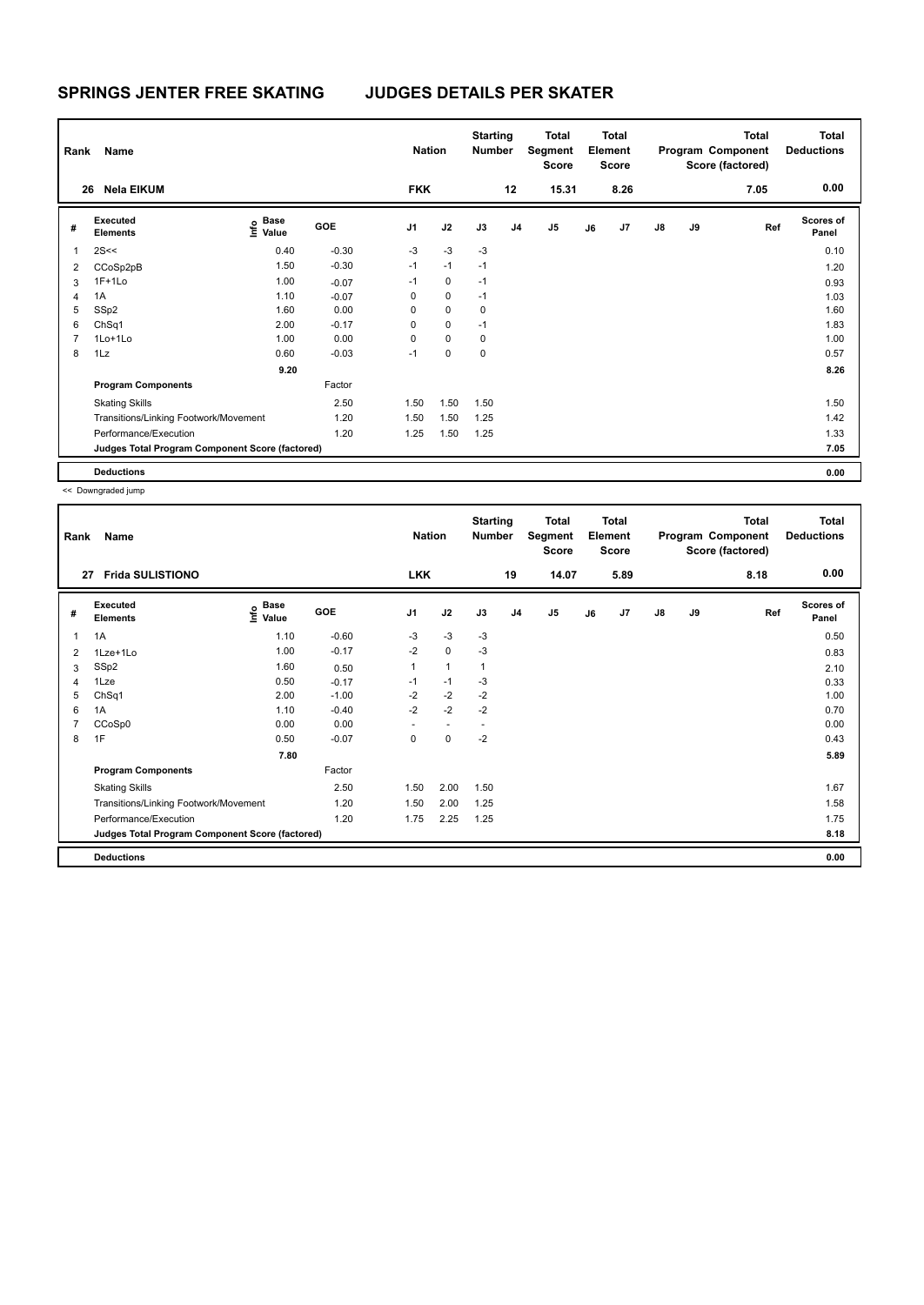# SPRINGS JENTER FREE SKATING JUDGES DETAILS PER SKATER

| Rank | Name | Nation | Starting Number | Total Segment Score | Total Element Score | Total Program Component Score (factored) | Total Deductions |
|---|---|---|---|---|---|---|---|
| 26 | Nela EIKUM | FKK | 12 | 15.31 | 8.26 | 7.05 | 0.00 |

| # | Executed Elements | Info | Base Value | GOE | J1 | J2 | J3 | J4 | J5 | J6 | J7 | J8 | J9 | Ref | Scores of Panel |
|---|---|---|---|---|---|---|---|---|---|---|---|---|---|---|---|
| 1 | 2S<< | | 0.40 | -0.30 | -3 | -3 | -3 | | | | | | | | 0.10 |
| 2 | CCoSp2pB | | 1.50 | -0.30 | -1 | -1 | -1 | | | | | | | | 1.20 |
| 3 | 1F+1Lo | | 1.00 | -0.07 | -1 | 0 | -1 | | | | | | | | 0.93 |
| 4 | 1A | | 1.10 | -0.07 | 0 | 0 | -1 | | | | | | | | 1.03 |
| 5 | SSp2 | | 1.60 | 0.00 | 0 | 0 | 0 | | | | | | | | 1.60 |
| 6 | ChSq1 | | 2.00 | -0.17 | 0 | 0 | -1 | | | | | | | | 1.83 |
| 7 | 1Lo+1Lo | | 1.00 | 0.00 | 0 | 0 | 0 | | | | | | | | 1.00 |
| 8 | 1Lz | | 0.60 | -0.03 | -1 | 0 | 0 | | | | | | | | 0.57 |
| | | | 9.20 | | | | | | | | | | | | 8.26 |
| | **Program Components** | | | Factor | | | | | | | | | | | |
| | Skating Skills | | | 2.50 | 1.50 | 1.50 | 1.50 | | | | | | | | 1.50 |
| | Transitions/Linking Footwork/Movement | | | 1.20 | 1.50 | 1.50 | 1.25 | | | | | | | | 1.42 |
| | Performance/Execution | | | 1.20 | 1.25 | 1.50 | 1.25 | | | | | | | | 1.33 |
| | **Judges Total Program Component Score (factored)** | | | | | | | | | | | | | | 7.05 |
| | **Deductions** | | | | | | | | | | | | | | 0.00 |

<< Downgraded jump

| Rank | Name | Nation | Starting Number | Total Segment Score | Total Element Score | Total Program Component Score (factored) | Total Deductions |
|---|---|---|---|---|---|---|---|
| 27 | Frida SULISTIONO | LKK | 19 | 14.07 | 5.89 | 8.18 | 0.00 |

| # | Executed Elements | Info | Base Value | GOE | J1 | J2 | J3 | J4 | J5 | J6 | J7 | J8 | J9 | Ref | Scores of Panel |
|---|---|---|---|---|---|---|---|---|---|---|---|---|---|---|---|
| 1 | 1A | | 1.10 | -0.60 | -3 | -3 | -3 | | | | | | | | 0.50 |
| 2 | 1Lze+1Lo | | 1.00 | -0.17 | -2 | 0 | -3 | | | | | | | | 0.83 |
| 3 | SSp2 | | 1.60 | 0.50 | 1 | 1 | 1 | | | | | | | | 2.10 |
| 4 | 1Lze | | 0.50 | -0.17 | -1 | -1 | -3 | | | | | | | | 0.33 |
| 5 | ChSq1 | | 2.00 | -1.00 | -2 | -2 | -2 | | | | | | | | 1.00 |
| 6 | 1A | | 1.10 | -0.40 | -2 | -2 | -2 | | | | | | | | 0.70 |
| 7 | CCoSp0 | | 0.00 | 0.00 | - | - | - | | | | | | | | 0.00 |
| 8 | 1F | | 0.50 | -0.07 | 0 | 0 | -2 | | | | | | | | 0.43 |
| | | | 7.80 | | | | | | | | | | | | 5.89 |
| | **Program Components** | | | Factor | | | | | | | | | | | |
| | Skating Skills | | | 2.50 | 1.50 | 2.00 | 1.50 | | | | | | | | 1.67 |
| | Transitions/Linking Footwork/Movement | | | 1.20 | 1.50 | 2.00 | 1.25 | | | | | | | | 1.58 |
| | Performance/Execution | | | 1.20 | 1.75 | 2.25 | 1.25 | | | | | | | | 1.75 |
| | **Judges Total Program Component Score (factored)** | | | | | | | | | | | | | | 8.18 |
| | **Deductions** | | | | | | | | | | | | | | 0.00 |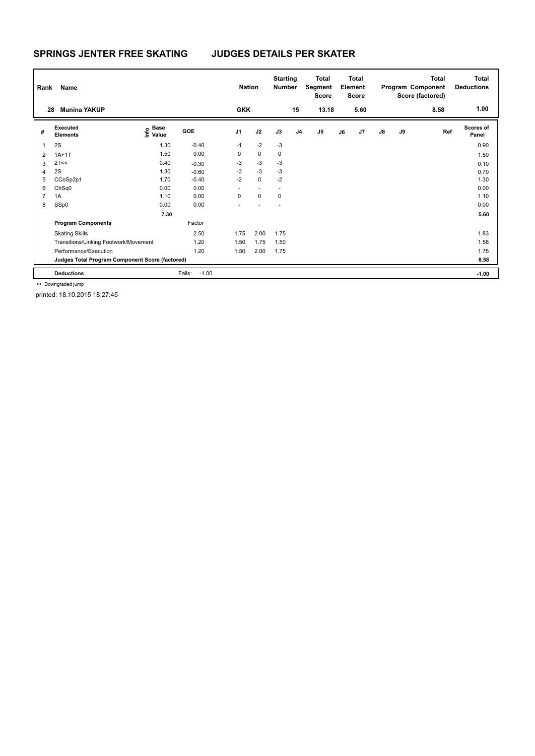# SPRINGS JENTER FREE SKATING JUDGES DETAILS PER SKATER

| Rank | Name | Nation | Starting Number | Total Segment Score | Total Element Score | Total Program Component Score (factored) | Total Deductions |
|---|---|---|---|---|---|---|---|
| 28 | Munina YAKUP | GKK | 15 | 13.18 | 5.60 | 8.58 | 1.00 |

| # | Executed Elements | Info | Base Value | GOE | J1 | J2 | J3 | J4 | J5 | J6 | J7 | J8 | J9 | Ref | Scores of Panel |
|---|---|---|---|---|---|---|---|---|---|---|---|---|---|---|---|
| 1 | 2S | | 1.30 | -0.40 | -1 | -2 | -3 | | | | | | | | 0.90 |
| 2 | 1A+1T | | 1.50 | 0.00 | 0 | 0 | 0 | | | | | | | | 1.50 |
| 3 | 2T<< | | 0.40 | -0.30 | -3 | -3 | -3 | | | | | | | | 0.10 |
| 4 | 2S | | 1.30 | -0.60 | -3 | -3 | -3 | | | | | | | | 0.70 |
| 5 | CCoSp2p1 | | 1.70 | -0.40 | -2 | 0 | -2 | | | | | | | | 1.30 |
| 6 | ChSq0 | | 0.00 | 0.00 | - | - | - | | | | | | | | 0.00 |
| 7 | 1A | | 1.10 | 0.00 | 0 | 0 | 0 | | | | | | | | 1.10 |
| 8 | SSp0 | | 0.00 | 0.00 | - | - | - | | | | | | | | 0.00 |
| | | | 7.30 | | | | | | | | | | | | 5.60 |
| | **Program Components** | | | Factor | | | | | | | | | | | |
| | Skating Skills | | | 2.50 | 1.75 | 2.00 | 1.75 | | | | | | | | 1.83 |
| | Transitions/Linking Footwork/Movement | | | 1.20 | 1.50 | 1.75 | 1.50 | | | | | | | | 1.58 |
| | Performance/Execution | | | 1.20 | 1.50 | 2.00 | 1.75 | | | | | | | | 1.75 |
| | **Judges Total Program Component Score (factored)** | | | | | | | | | | | | | | 8.58 |
| | **Deductions** | | | Falls: -1.00 | | | | | | | | | | | -1.00 |

<< Downgraded jump

printed: 18.10.2015 18:27:45